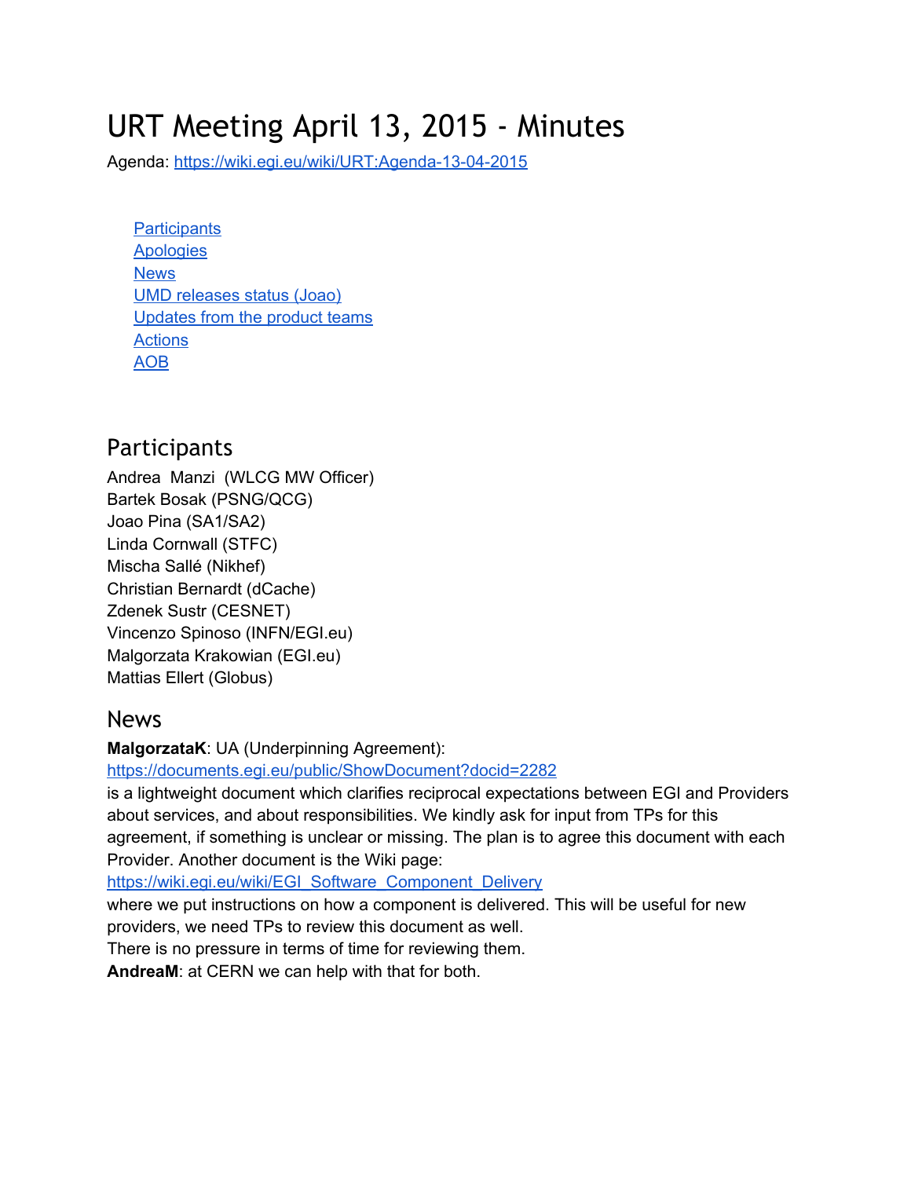# URT Meeting April 13, 2015 - Minutes

Agenda: https://wiki.egi.eu/wiki/URT:Agenda-13-04-2015

- Participants
- Apologies
- News
- UMD releases status (Joao)
- Updates from the product teams
- Actions
- AOB

## Participants

Andrea Manzi (WLCG MW Officer)
Bartek Bosak (PSNG/QCG)
Joao Pina (SA1/SA2)
Linda Cornwall (STFC)
Mischa Sallé (Nikhef)
Christian Bernardt (dCache)
Zdenek Sustr (CESNET)
Vincenzo Spinoso (INFN/EGI.eu)
Malgorzata Krakowian (EGI.eu)
Mattias Ellert (Globus)

## News

**MalgorzataK**: UA (Underpinning Agreement):
https://documents.egi.eu/public/ShowDocument?docid=2282
is a lightweight document which clarifies reciprocal expectations between EGI and Providers about services, and about responsibilities. We kindly ask for input from TPs for this agreement, if something is unclear or missing. The plan is to agree this document with each Provider. Another document is the Wiki page:
https://wiki.egi.eu/wiki/EGI_Software_Component_Delivery
where we put instructions on how a component is delivered. This will be useful for new providers, we need TPs to review this document as well.
There is no pressure in terms of time for reviewing them.
**AndreaM**: at CERN we can help with that for both.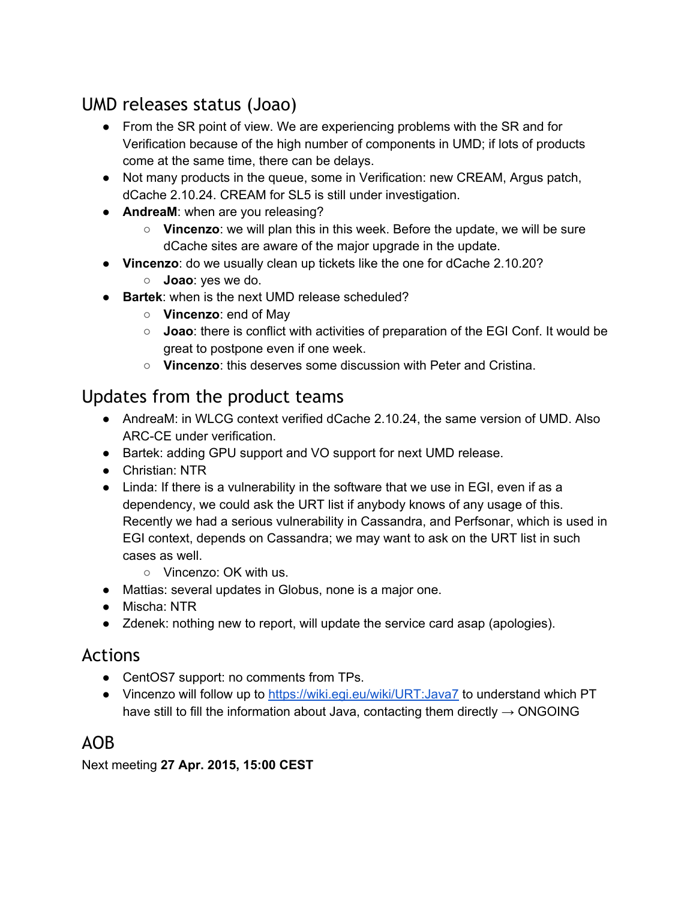## UMD releases status (Joao)

- From the SR point of view. We are experiencing problems with the SR and for Verification because of the high number of components in UMD; if lots of products come at the same time, there can be delays.
- Not many products in the queue, some in Verification: new CREAM, Argus patch, dCache 2.10.24. CREAM for SL5 is still under investigation.
- **AndreaM**: when are you releasing?
  - **Vincenzo**: we will plan this in this week. Before the update, we will be sure dCache sites are aware of the major upgrade in the update.
- **Vincenzo**: do we usually clean up tickets like the one for dCache 2.10.20?
  - **Joao**: yes we do.
- **Bartek**: when is the next UMD release scheduled?
  - **Vincenzo**: end of May
  - **Joao**: there is conflict with activities of preparation of the EGI Conf. It would be great to postpone even if one week.
  - **Vincenzo**: this deserves some discussion with Peter and Cristina.

## Updates from the product teams

- AndreaM: in WLCG context verified dCache 2.10.24, the same version of UMD. Also ARC-CE under verification.
- Bartek: adding GPU support and VO support for next UMD release.
- Christian: NTR
- Linda: If there is a vulnerability in the software that we use in EGI, even if as a dependency, we could ask the URT list if anybody knows of any usage of this. Recently we had a serious vulnerability in Cassandra, and Perfsonar, which is used in EGI context, depends on Cassandra; we may want to ask on the URT list in such cases as well.
  - Vincenzo: OK with us.
- Mattias: several updates in Globus, none is a major one.
- Mischa: NTR
- Zdenek: nothing new to report, will update the service card asap (apologies).

## Actions

- CentOS7 support: no comments from TPs.
- Vincenzo will follow up to https://wiki.egi.eu/wiki/URT:Java7 to understand which PT have still to fill the information about Java, contacting them directly → ONGOING

## AOB

Next meeting **27 Apr. 2015, 15:00 CEST**